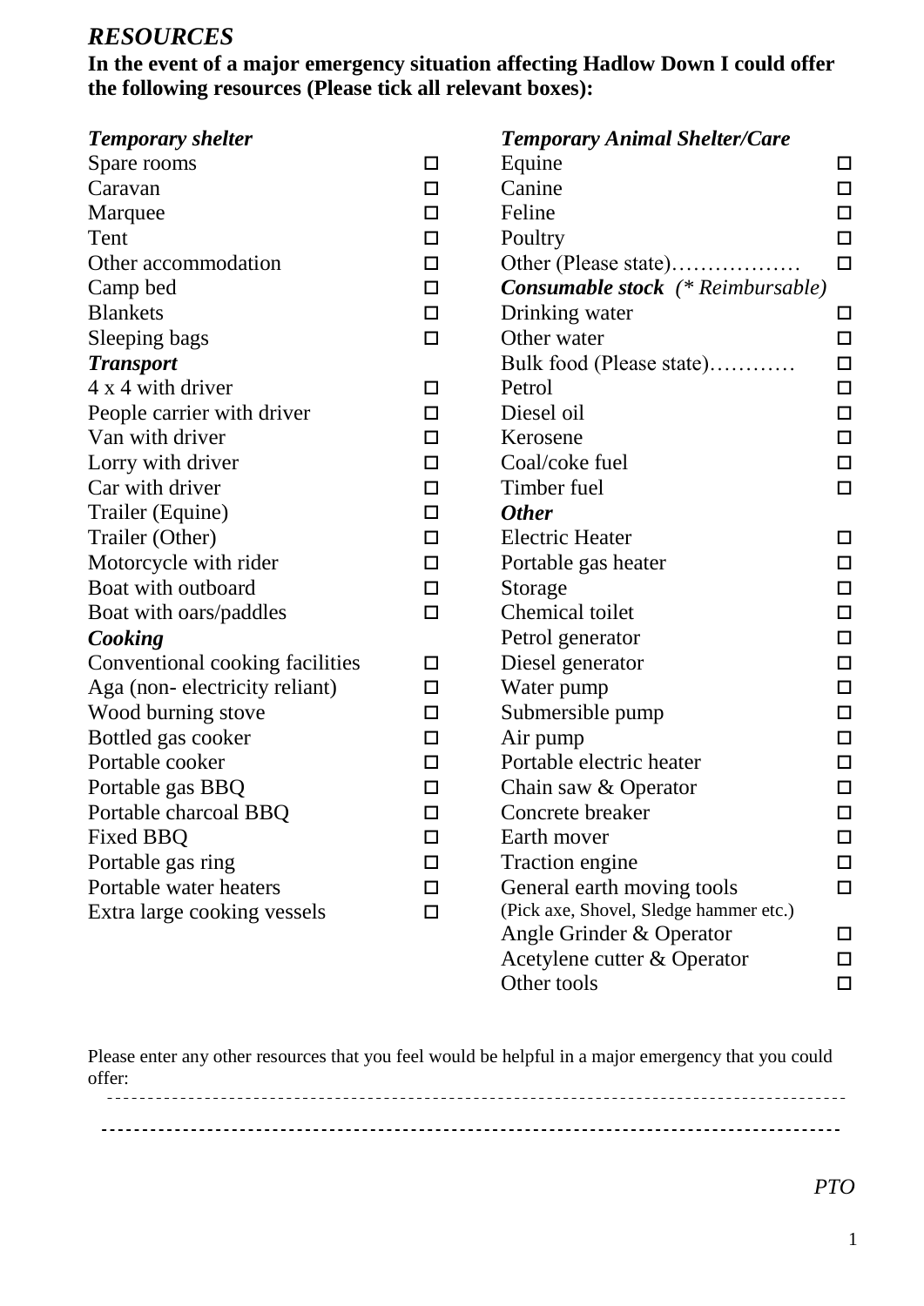## *RESOURCES*

**In the event of a major emergency situation affecting Hadlow Down I could offer the following resources (Please tick all relevant boxes):**

***Temporary shelter***

- Spare rooms ☐
- Caravan ☐
- Marquee ☐
- Tent ☐
- Other accommodation ☐
- Camp bed ☐
- Blankets ☐
- Sleeping bags ☐

***Transport***

- 4 x 4 with driver ☐
- People carrier with driver ☐
- Van with driver ☐
- Lorry with driver ☐
- Car with driver ☐
- Trailer (Equine) ☐
- Trailer (Other) ☐
- Motorcycle with rider ☐
- Boat with outboard ☐
- Boat with oars/paddles ☐

***Cooking***

- Conventional cooking facilities ☐
- Aga (non- electricity reliant) ☐
- Wood burning stove ☐
- Bottled gas cooker ☐
- Portable cooker ☐
- Portable gas BBQ ☐
- Portable charcoal BBQ ☐
- Fixed BBQ ☐
- Portable gas ring ☐
- Portable water heaters ☐
- Extra large cooking vessels ☐

***Temporary Animal Shelter/Care***

- Equine ☐
- Canine ☐
- Feline ☐
- Poultry ☐
- Other (Please state)……………… ☐

***Consumable stock** (\* Reimbursable)*

- Drinking water ☐
- Other water ☐
- Bulk food (Please state)………… ☐
- Petrol ☐
- Diesel oil ☐
- Kerosene ☐
- Coal/coke fuel ☐
- Timber fuel ☐

***Other***

- Electric Heater ☐
- Portable gas heater ☐
- Storage ☐
- Chemical toilet ☐
- Petrol generator ☐
- Diesel generator ☐
- Water pump ☐
- Submersible pump ☐
- Air pump ☐
- Portable electric heater ☐
- Chain saw & Operator ☐
- Concrete breaker ☐
- Earth mover ☐
- Traction engine ☐
- General earth moving tools ☐
  (Pick axe, Shovel, Sledge hammer etc.)
- Angle Grinder & Operator ☐
- Acetylene cutter & Operator ☐
- Other tools ☐

Please enter any other resources that you feel would be helpful in a major emergency that you could offer:

-------------------------------------------------------------------------------------------

-------------------------------------------------------------------------------------------

*PTO*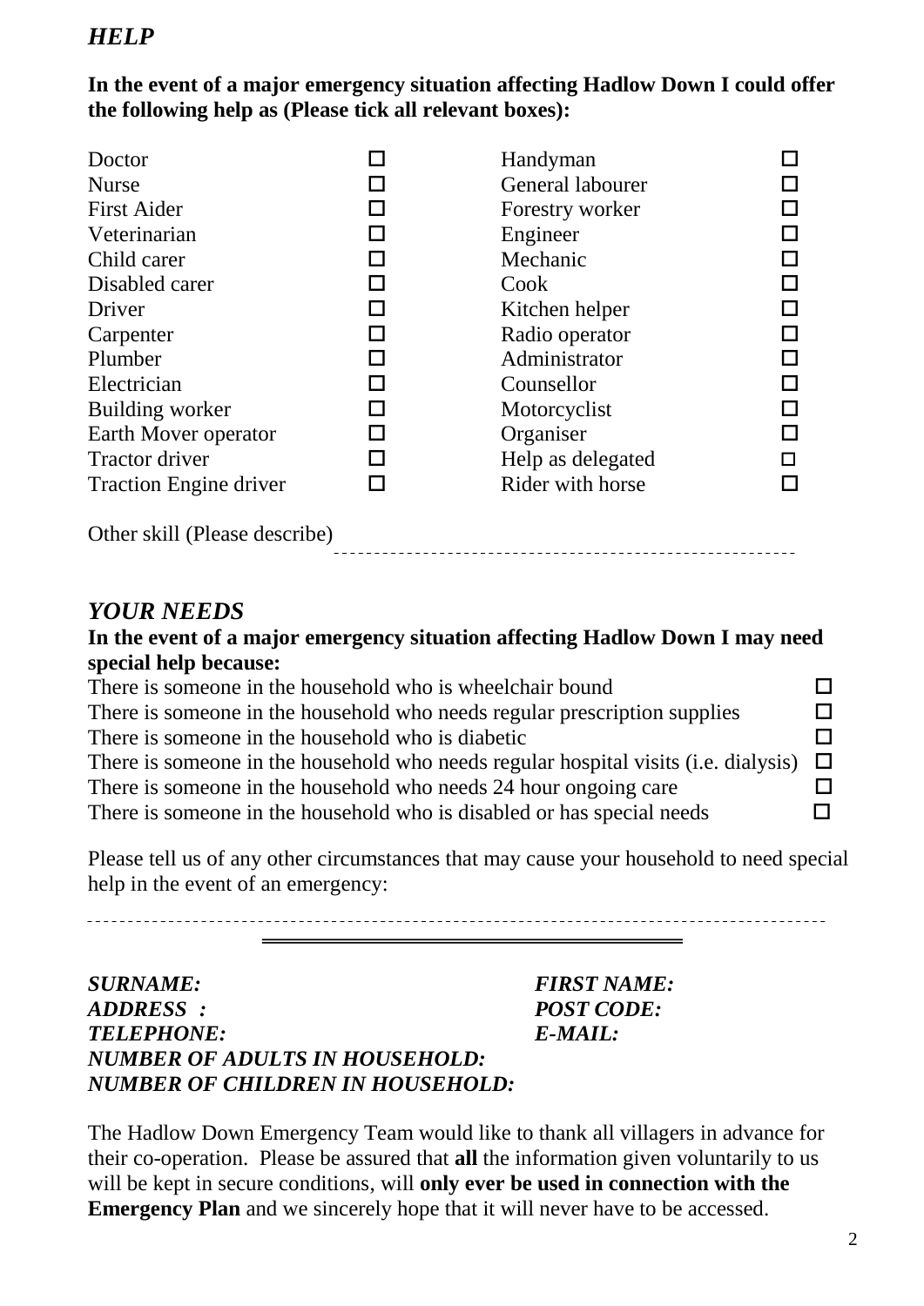## *HELP*

**In the event of a major emergency situation affecting Hadlow Down I could offer the following help as (Please tick all relevant boxes):**

| | | | |
|---|---|---|---|
| Doctor | ☐ | Handyman | ☐ |
| Nurse | ☐ | General labourer | ☐ |
| First Aider | ☐ | Forestry worker | ☐ |
| Veterinarian | ☐ | Engineer | ☐ |
| Child carer | ☐ | Mechanic | ☐ |
| Disabled carer | ☐ | Cook | ☐ |
| Driver | ☐ | Kitchen helper | ☐ |
| Carpenter | ☐ | Radio operator | ☐ |
| Plumber | ☐ | Administrator | ☐ |
| Electrician | ☐ | Counsellor | ☐ |
| Building worker | ☐ | Motorcyclist | ☐ |
| Earth Mover operator | ☐ | Organiser | ☐ |
| Tractor driver | ☐ | Help as delegated | ☐ |
| Traction Engine driver | ☐ | Rider with horse | ☐ |

Other skill (Please describe) -------------------------------------------------------

## *YOUR NEEDS*

**In the event of a major emergency situation affecting Hadlow Down I may need special help because:**

| | |
|---|---|
| There is someone in the household who is wheelchair bound | ☐ |
| There is someone in the household who needs regular prescription supplies | ☐ |
| There is someone in the household who is diabetic | ☐ |
| There is someone in the household who needs regular hospital visits (i.e. dialysis) | ☐ |
| There is someone in the household who needs 24 hour ongoing care | ☐ |
| There is someone in the household who is disabled or has special needs | ☐ |

Please tell us of any other circumstances that may cause your household to need special help in the event of an emergency:

-----------------------------------------------------------------------------------------

***SURNAME:*** ***FIRST NAME:***

***ADDRESS :*** ***POST CODE:***

***TELEPHONE:*** ***E-MAIL:***

***NUMBER OF ADULTS IN HOUSEHOLD:***

***NUMBER OF CHILDREN IN HOUSEHOLD:***

The Hadlow Down Emergency Team would like to thank all villagers in advance for their co-operation. Please be assured that **all** the information given voluntarily to us will be kept in secure conditions, will **only ever be used in connection with the Emergency Plan** and we sincerely hope that it will never have to be accessed.